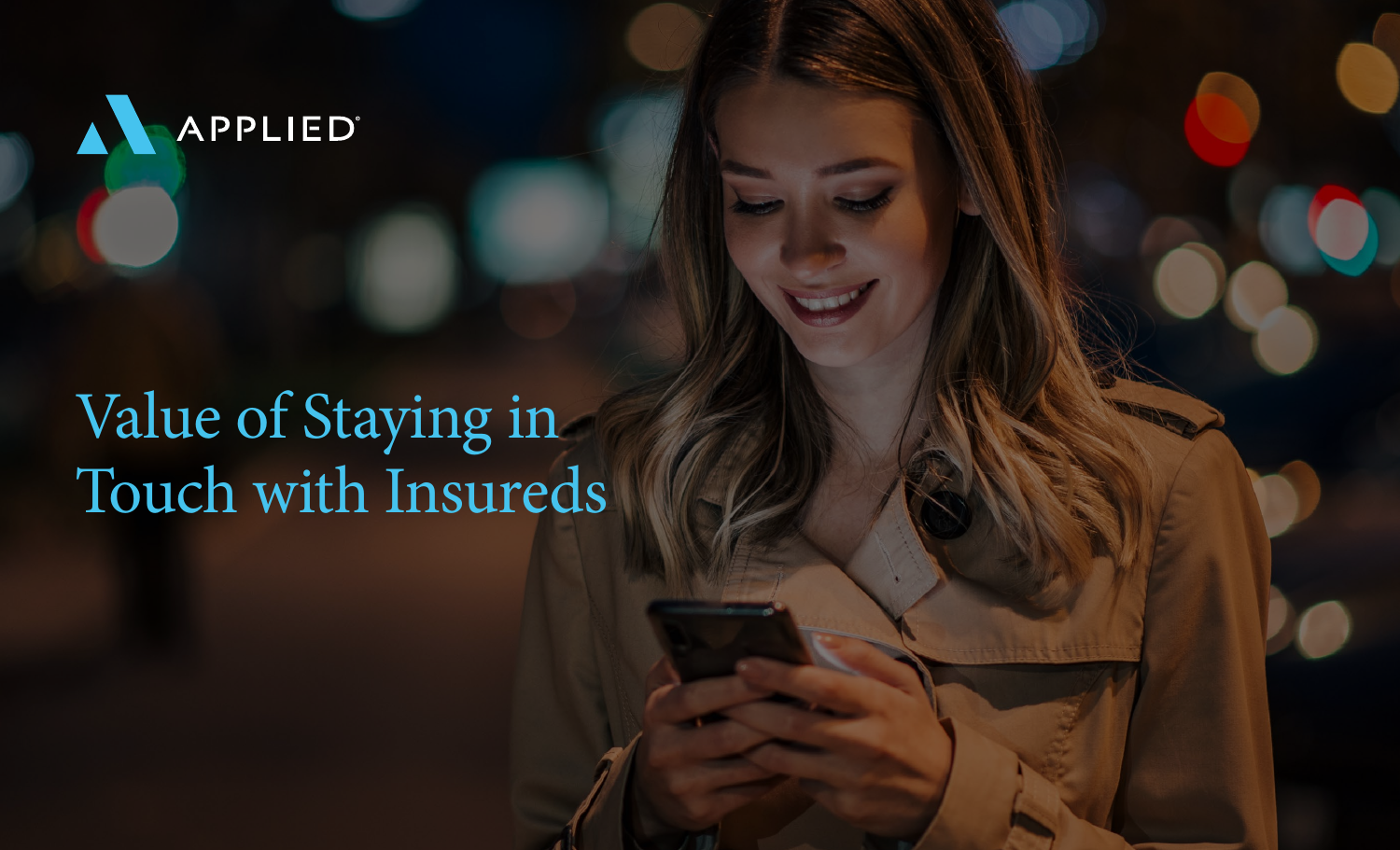APPLIED®

# Value of Staying in Touch with Insureds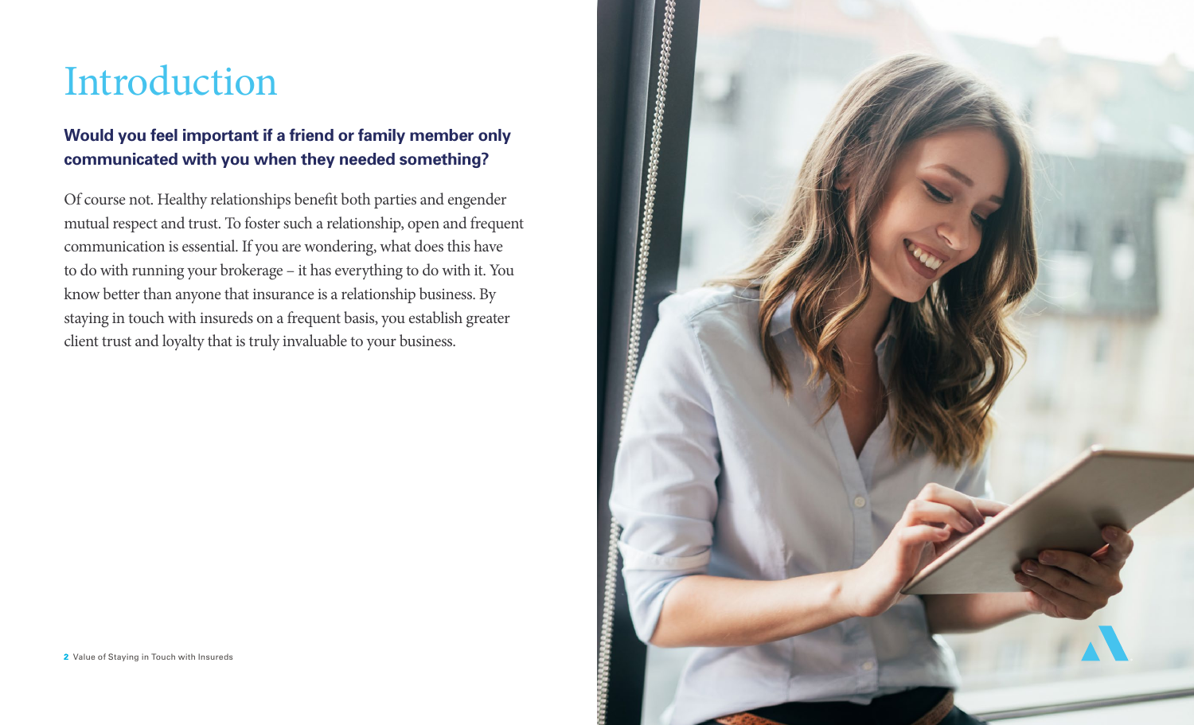# Introduction

**Would you feel important if a friend or family member only communicated with you when they needed something?**

Of course not. Healthy relationships benefit both parties and engender mutual respect and trust. To foster such a relationship, open and frequent communication is essential. If you are wondering, what does this have to do with running your brokerage – it has everything to do with it. You know better than anyone that insurance is a relationship business. By staying in touch with insureds on a frequent basis, you establish greater client trust and loyalty that is truly invaluable to your business.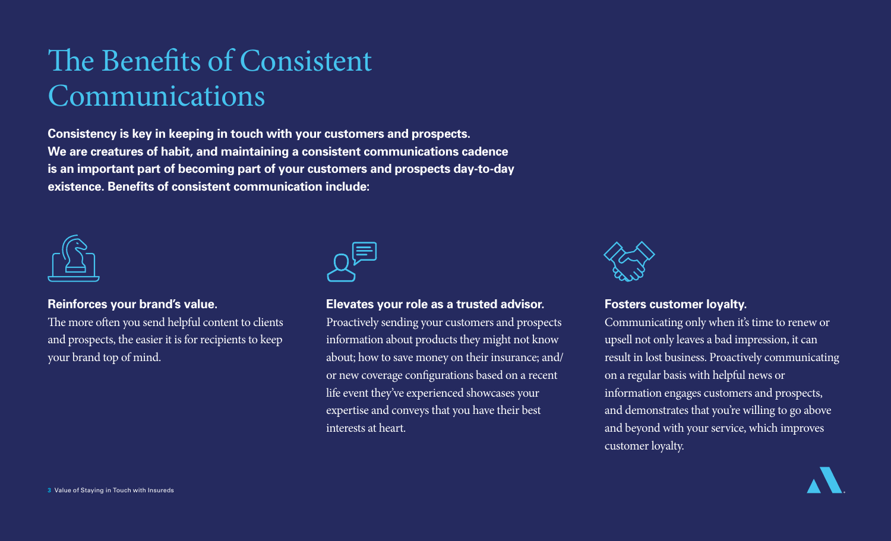# The Benefits of Consistent Communications

**Consistency is key in keeping in touch with your customers and prospects. We are creatures of habit, and maintaining a consistent communications cadence is an important part of becoming part of your customers and prospects day-to-day existence. Benefits of consistent communication include:**

**Reinforces your brand's value.**
The more often you send helpful content to clients and prospects, the easier it is for recipients to keep your brand top of mind.

**Elevates your role as a trusted advisor.**
Proactively sending your customers and prospects information about products they might not know about; how to save money on their insurance; and/or new coverage configurations based on a recent life event they've experienced showcases your expertise and conveys that you have their best interests at heart.

**Fosters customer loyalty.**
Communicating only when it's time to renew or upsell not only leaves a bad impression, it can result in lost business. Proactively communicating on a regular basis with helpful news or information engages customers and prospects, and demonstrates that you're willing to go above and beyond with your service, which improves customer loyalty.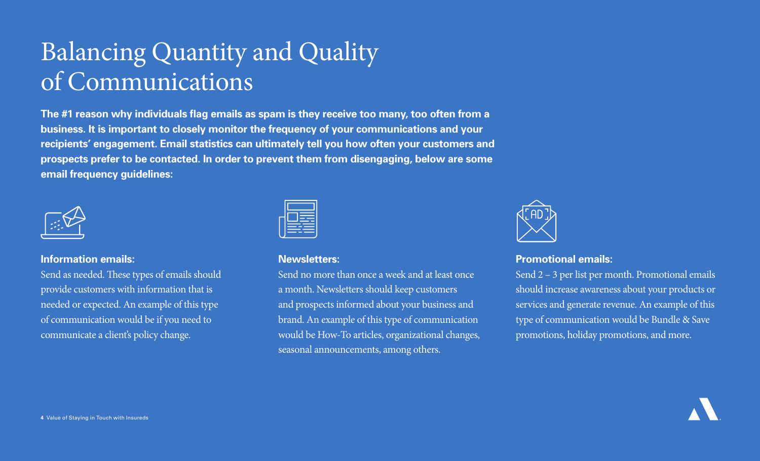# Balancing Quantity and Quality of Communications

**The #1 reason why individuals flag emails as spam is they receive too many, too often from a business. It is important to closely monitor the frequency of your communications and your recipients' engagement. Email statistics can ultimately tell you how often your customers and prospects prefer to be contacted. In order to prevent them from disengaging, below are some email frequency guidelines:**

**Information emails:**
Send as needed. These types of emails should provide customers with information that is needed or expected. An example of this type of communication would be if you need to communicate a client's policy change.

**Newsletters:**
Send no more than once a week and at least once a month. Newsletters should keep customers and prospects informed about your business and brand. An example of this type of communication would be How-To articles, organizational changes, seasonal announcements, among others.

**Promotional emails:**
Send 2 – 3 per list per month. Promotional emails should increase awareness about your products or services and generate revenue. An example of this type of communication would be Bundle & Save promotions, holiday promotions, and more.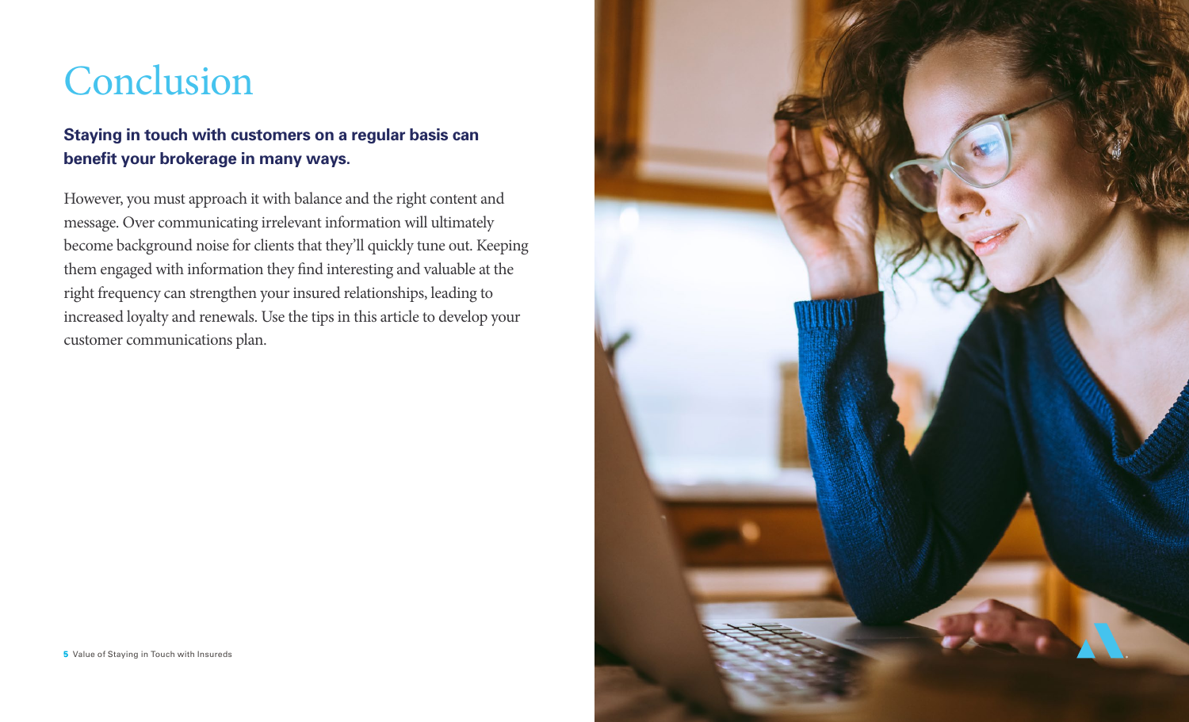# Conclusion

**Staying in touch with customers on a regular basis can benefit your brokerage in many ways.**

However, you must approach it with balance and the right content and message. Over communicating irrelevant information will ultimately become background noise for clients that they'll quickly tune out. Keeping them engaged with information they find interesting and valuable at the right frequency can strengthen your insured relationships, leading to increased loyalty and renewals. Use the tips in this article to develop your customer communications plan.